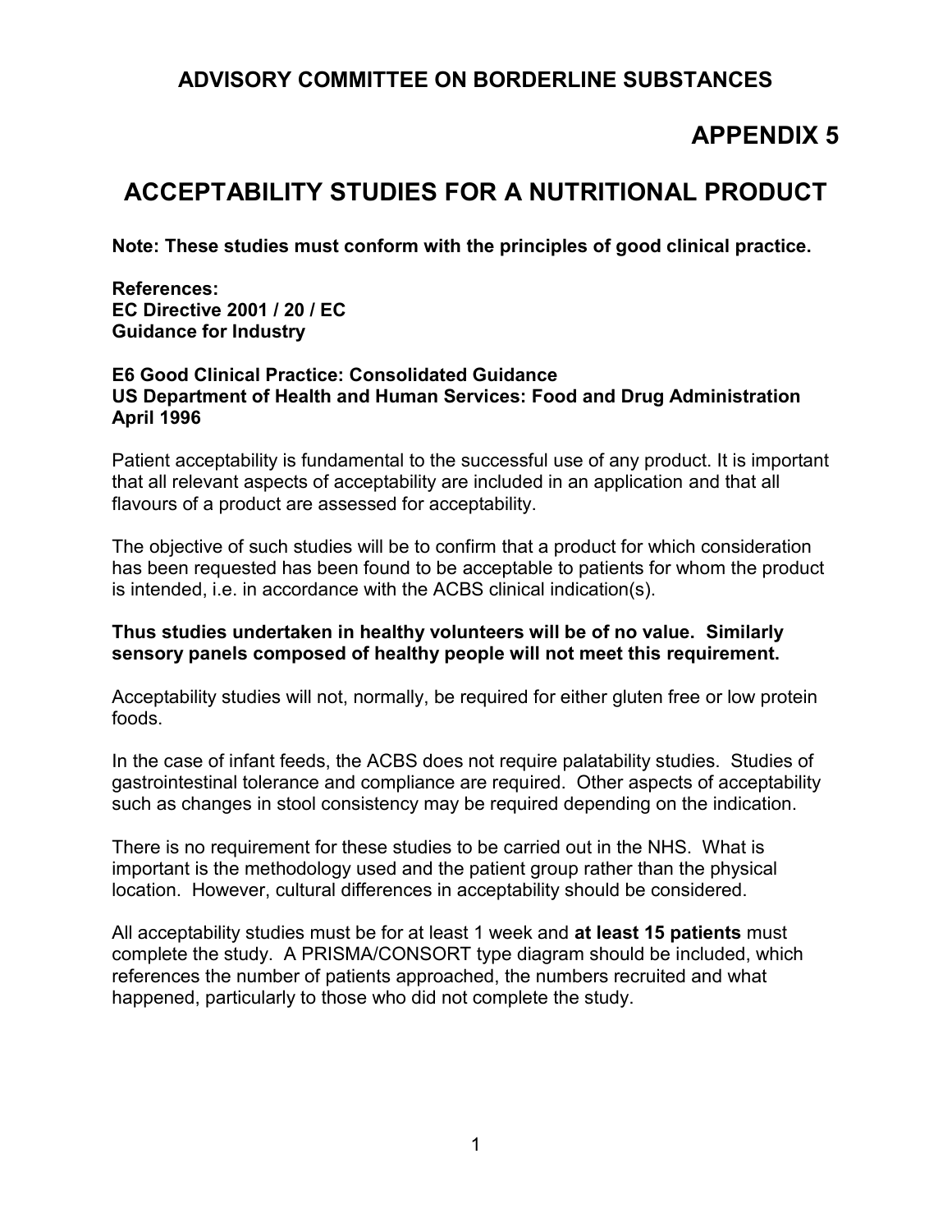## ADVISORY COMMITTEE ON BORDERLINE SUBSTANCES

# APPENDIX 5

# ACCEPTABILITY STUDIES FOR A NUTRITIONAL PRODUCT

**Note: These studies must conform with the principles of good clinical practice.**

**References:**
**EC Directive 2001 / 20 / EC**
**Guidance for Industry**

**E6 Good Clinical Practice: Consolidated Guidance**
**US Department of Health and Human Services: Food and Drug Administration**
**April 1996**

Patient acceptability is fundamental to the successful use of any product. It is important that all relevant aspects of acceptability are included in an application and that all flavours of a product are assessed for acceptability.

The objective of such studies will be to confirm that a product for which consideration has been requested has been found to be acceptable to patients for whom the product is intended, i.e. in accordance with the ACBS clinical indication(s).

**Thus studies undertaken in healthy volunteers will be of no value. Similarly sensory panels composed of healthy people will not meet this requirement.**

Acceptability studies will not, normally, be required for either gluten free or low protein foods.

In the case of infant feeds, the ACBS does not require palatability studies. Studies of gastrointestinal tolerance and compliance are required. Other aspects of acceptability such as changes in stool consistency may be required depending on the indication.

There is no requirement for these studies to be carried out in the NHS. What is important is the methodology used and the patient group rather than the physical location. However, cultural differences in acceptability should be considered.

All acceptability studies must be for at least 1 week and **at least 15 patients** must complete the study. A PRISMA/CONSORT type diagram should be included, which references the number of patients approached, the numbers recruited and what happened, particularly to those who did not complete the study.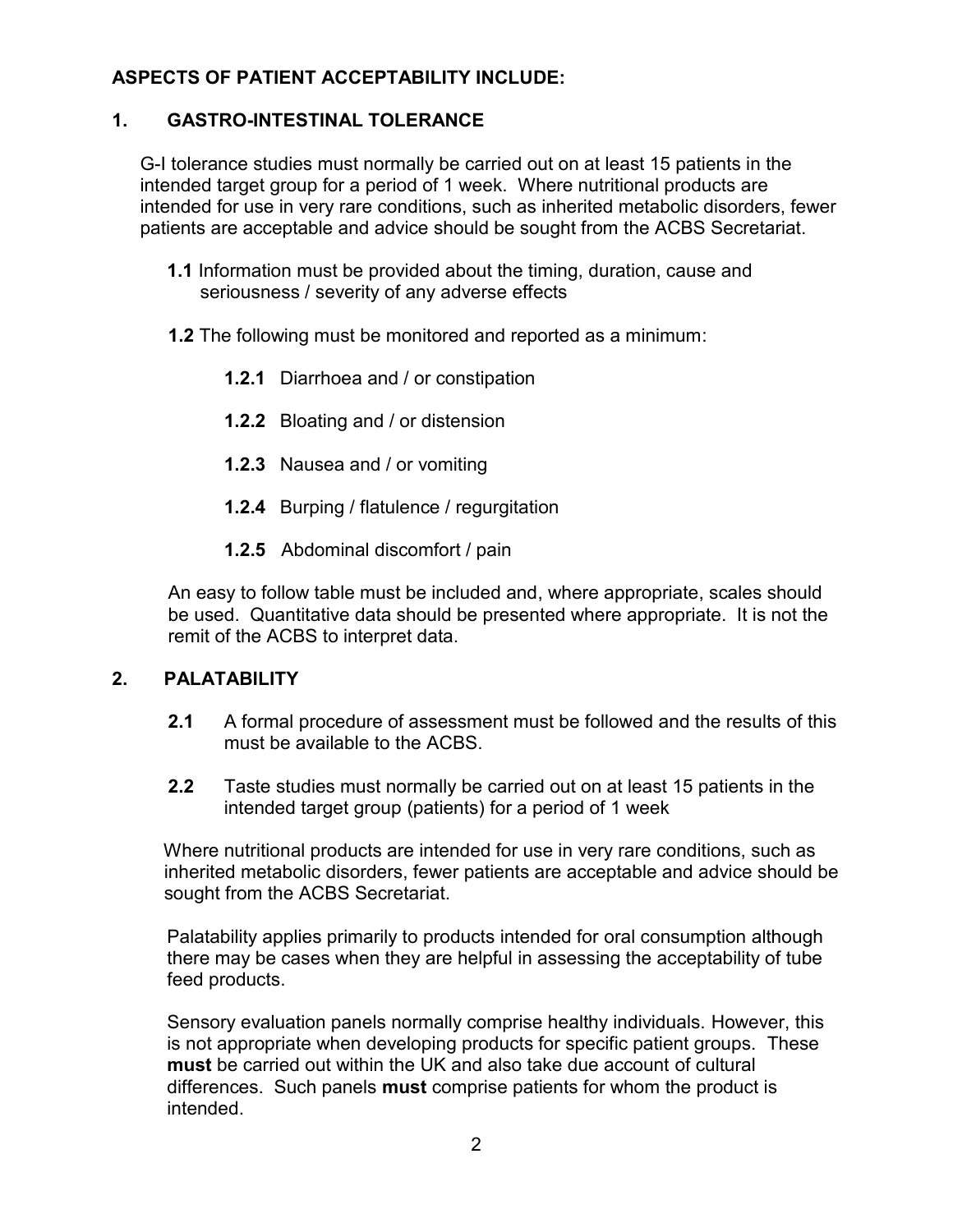## ASPECTS OF PATIENT ACCEPTABILITY INCLUDE:

### 1. GASTRO-INTESTINAL TOLERANCE

G-I tolerance studies must normally be carried out on at least 15 patients in the intended target group for a period of 1 week. Where nutritional products are intended for use in very rare conditions, such as inherited metabolic disorders, fewer patients are acceptable and advice should be sought from the ACBS Secretariat.

**1.1** Information must be provided about the timing, duration, cause and seriousness / severity of any adverse effects

**1.2** The following must be monitored and reported as a minimum:

- **1.2.1** Diarrhoea and / or constipation
- **1.2.2** Bloating and / or distension
- **1.2.3** Nausea and / or vomiting
- **1.2.4** Burping / flatulence / regurgitation
- **1.2.5** Abdominal discomfort / pain

An easy to follow table must be included and, where appropriate, scales should be used. Quantitative data should be presented where appropriate. It is not the remit of the ACBS to interpret data.

### 2. PALATABILITY

**2.1** A formal procedure of assessment must be followed and the results of this must be available to the ACBS.

**2.2** Taste studies must normally be carried out on at least 15 patients in the intended target group (patients) for a period of 1 week

Where nutritional products are intended for use in very rare conditions, such as inherited metabolic disorders, fewer patients are acceptable and advice should be sought from the ACBS Secretariat.

Palatability applies primarily to products intended for oral consumption although there may be cases when they are helpful in assessing the acceptability of tube feed products.

Sensory evaluation panels normally comprise healthy individuals. However, this is not appropriate when developing products for specific patient groups. These **must** be carried out within the UK and also take due account of cultural differences. Such panels **must** comprise patients for whom the product is intended.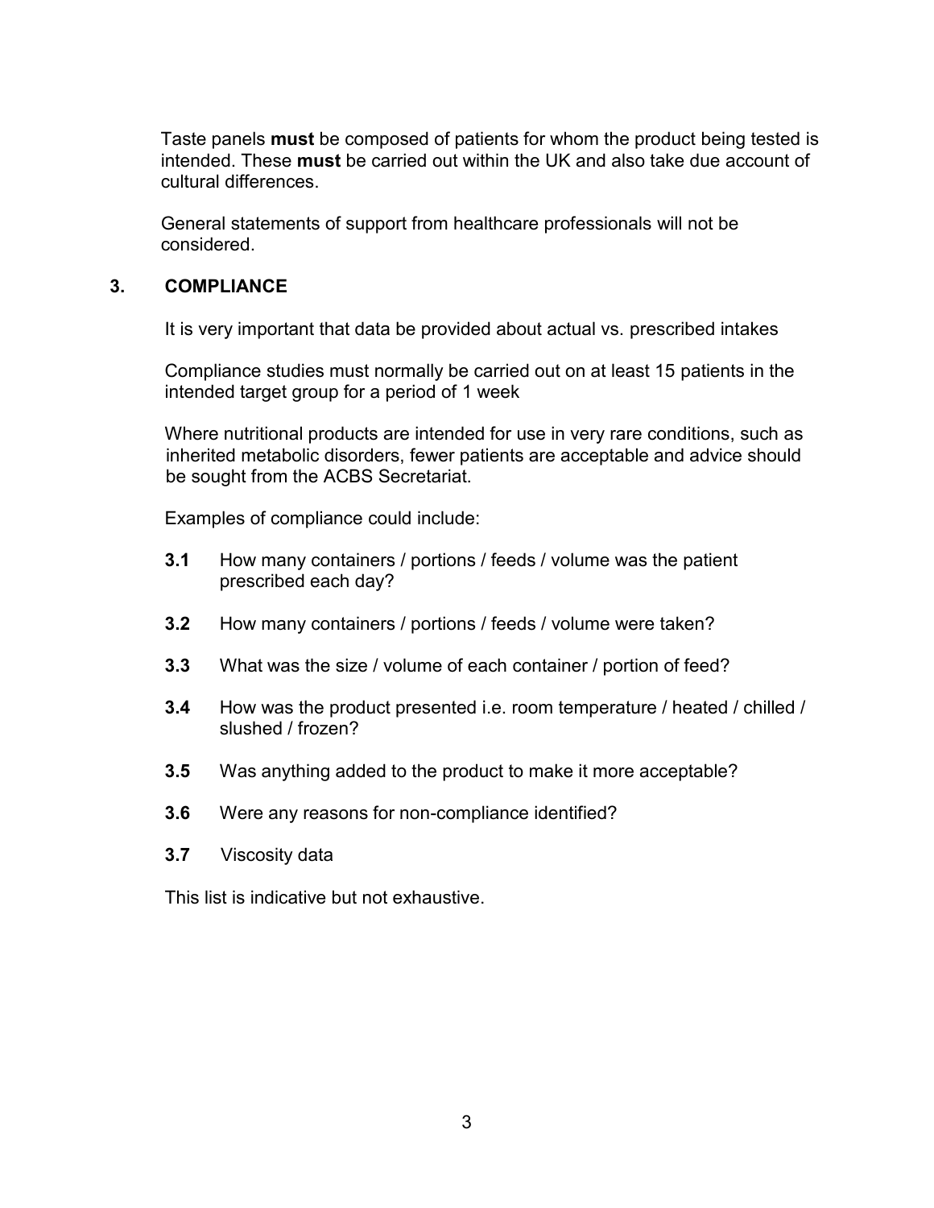Taste panels **must** be composed of patients for whom the product being tested is intended. These **must** be carried out within the UK and also take due account of cultural differences.

General statements of support from healthcare professionals will not be considered.

## 3. COMPLIANCE

It is very important that data be provided about actual vs. prescribed intakes

Compliance studies must normally be carried out on at least 15 patients in the intended target group for a period of 1 week

Where nutritional products are intended for use in very rare conditions, such as inherited metabolic disorders, fewer patients are acceptable and advice should be sought from the ACBS Secretariat.

Examples of compliance could include:

**3.1** How many containers / portions / feeds / volume was the patient prescribed each day?

**3.2** How many containers / portions / feeds / volume were taken?

**3.3** What was the size / volume of each container / portion of feed?

**3.4** How was the product presented i.e. room temperature / heated / chilled / slushed / frozen?

**3.5** Was anything added to the product to make it more acceptable?

**3.6** Were any reasons for non-compliance identified?

**3.7** Viscosity data

This list is indicative but not exhaustive.